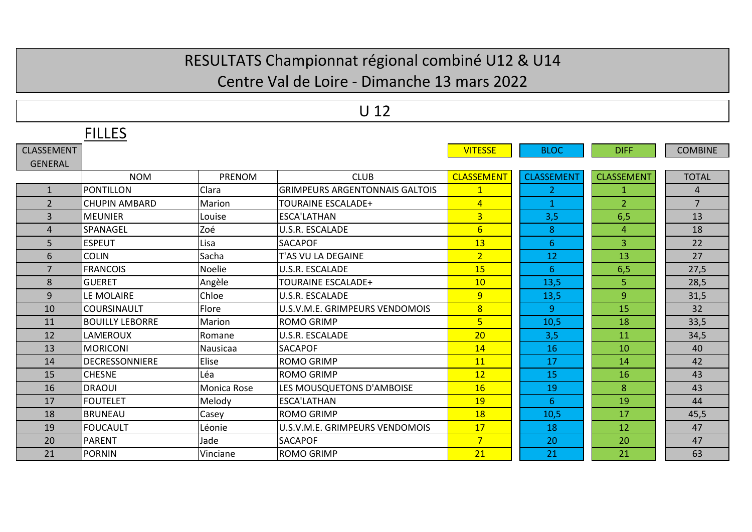# RESULTATS Championnat régional combiné U12 & U14

## Centre Val de Loire - Dimanche 13 mars 2022

## U 12

### FILLES

| CLASSEMENT GENERAL | NOM | PRENOM | CLUB | VITESSE | BLOC | DIFF | COMBINE |
|---|---|---|---|---|---|---|---|
| | | | | CLASSEMENT | CLASSEMENT | CLASSEMENT | TOTAL |
| 1 | PONTILLON | Clara | GRIMPEURS ARGENTONNAIS GALTOIS | 1 | 2 | 1 | 4 |
| 2 | CHUPIN AMBARD | Marion | TOURAINE ESCALADE+ | 4 | 1 | 2 | 7 |
| 3 | MEUNIER | Louise | ESCA'LATHAN | 3 | 3,5 | 6,5 | 13 |
| 4 | SPANAGEL | Zoé | U.S.R. ESCALADE | 6 | 8 | 4 | 18 |
| 5 | ESPEUT | Lisa | SACAPOF | 13 | 6 | 3 | 22 |
| 6 | COLIN | Sacha | T'AS VU LA DEGAINE | 2 | 12 | 13 | 27 |
| 7 | FRANCOIS | Noelie | U.S.R. ESCALADE | 15 | 6 | 6,5 | 27,5 |
| 8 | GUERET | Angèle | TOURAINE ESCALADE+ | 10 | 13,5 | 5 | 28,5 |
| 9 | LE MOLAIRE | Chloe | U.S.R. ESCALADE | 9 | 13,5 | 9 | 31,5 |
| 10 | COURSINAULT | Flore | U.S.V.M.E. GRIMPEURS VENDOMOIS | 8 | 9 | 15 | 32 |
| 11 | BOUILLY LEBORRE | Marion | ROMO GRIMP | 5 | 10,5 | 18 | 33,5 |
| 12 | LAMEROUX | Romane | U.S.R. ESCALADE | 20 | 3,5 | 11 | 34,5 |
| 13 | MORICONI | Nausicaa | SACAPOF | 14 | 16 | 10 | 40 |
| 14 | DECRESSONNIERE | Elise | ROMO GRIMP | 11 | 17 | 14 | 42 |
| 15 | CHESNE | Léa | ROMO GRIMP | 12 | 15 | 16 | 43 |
| 16 | DRAOUI | Monica Rose | LES MOUSQUETONS D'AMBOISE | 16 | 19 | 8 | 43 |
| 17 | FOUTELET | Melody | ESCA'LATHAN | 19 | 6 | 19 | 44 |
| 18 | BRUNEAU | Casey | ROMO GRIMP | 18 | 10,5 | 17 | 45,5 |
| 19 | FOUCAULT | Léonie | U.S.V.M.E. GRIMPEURS VENDOMOIS | 17 | 18 | 12 | 47 |
| 20 | PARENT | Jade | SACAPOF | 7 | 20 | 20 | 47 |
| 21 | PORNIN | Vinciane | ROMO GRIMP | 21 | 21 | 21 | 63 |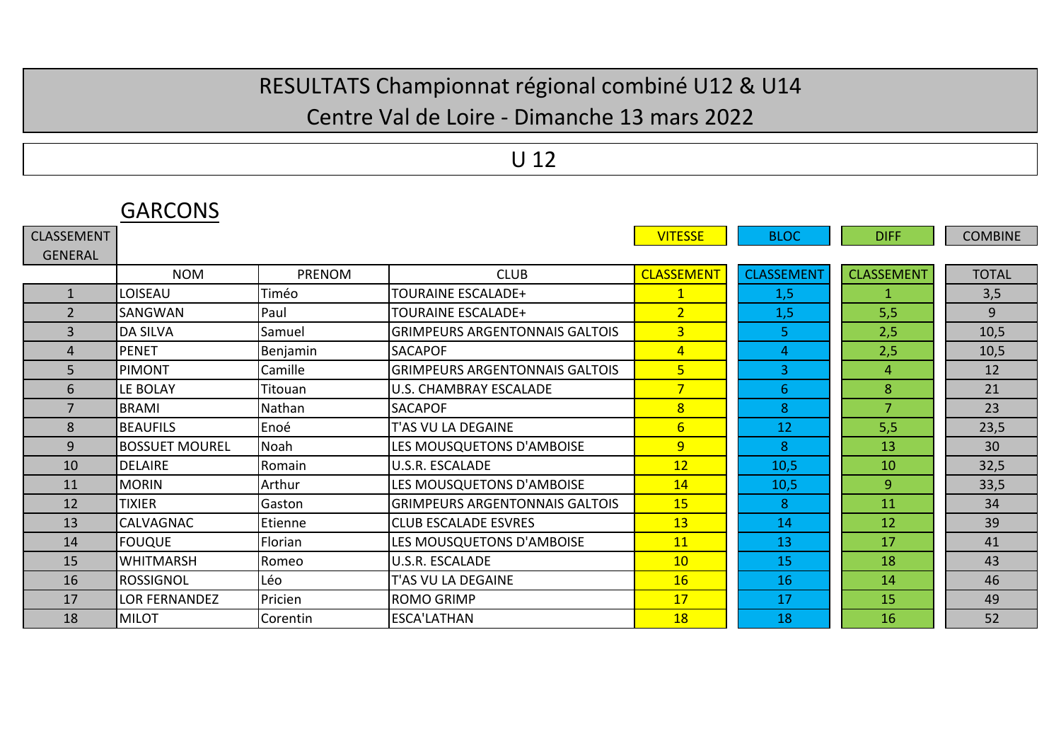# RESULTATS Championnat régional combiné U12 & U14

## Centre Val de Loire - Dimanche 13 mars 2022

## U 12

### GARCONS

| CLASSEMENT GENERAL | | | | VITESSE | BLOC | DIFF | COMBINE |
|---|---|---|---|---|---|---|---|
| | NOM | PRENOM | CLUB | CLASSEMENT | CLASSEMENT | CLASSEMENT | TOTAL |
| 1 | LOISEAU | Timéo | TOURAINE ESCALADE+ | 1 | 1,5 | 1 | 3,5 |
| 2 | SANGWAN | Paul | TOURAINE ESCALADE+ | 2 | 1,5 | 5,5 | 9 |
| 3 | DA SILVA | Samuel | GRIMPEURS ARGENTONNAIS GALTOIS | 3 | 5 | 2,5 | 10,5 |
| 4 | PENET | Benjamin | SACAPOF | 4 | 4 | 2,5 | 10,5 |
| 5 | PIMONT | Camille | GRIMPEURS ARGENTONNAIS GALTOIS | 5 | 3 | 4 | 12 |
| 6 | LE BOLAY | Titouan | U.S. CHAMBRAY ESCALADE | 7 | 6 | 8 | 21 |
| 7 | BRAMI | Nathan | SACAPOF | 8 | 8 | 7 | 23 |
| 8 | BEAUFILS | Enoé | T'AS VU LA DEGAINE | 6 | 12 | 5,5 | 23,5 |
| 9 | BOSSUET MOUREL | Noah | LES MOUSQUETONS D'AMBOISE | 9 | 8 | 13 | 30 |
| 10 | DELAIRE | Romain | U.S.R. ESCALADE | 12 | 10,5 | 10 | 32,5 |
| 11 | MORIN | Arthur | LES MOUSQUETONS D'AMBOISE | 14 | 10,5 | 9 | 33,5 |
| 12 | TIXIER | Gaston | GRIMPEURS ARGENTONNAIS GALTOIS | 15 | 8 | 11 | 34 |
| 13 | CALVAGNAC | Etienne | CLUB ESCALADE ESVRES | 13 | 14 | 12 | 39 |
| 14 | FOUQUE | Florian | LES MOUSQUETONS D'AMBOISE | 11 | 13 | 17 | 41 |
| 15 | WHITMARSH | Romeo | U.S.R. ESCALADE | 10 | 15 | 18 | 43 |
| 16 | ROSSIGNOL | Léo | T'AS VU LA DEGAINE | 16 | 16 | 14 | 46 |
| 17 | LOR FERNANDEZ | Pricien | ROMO GRIMP | 17 | 17 | 15 | 49 |
| 18 | MILOT | Corentin | ESCA'LATHAN | 18 | 18 | 16 | 52 |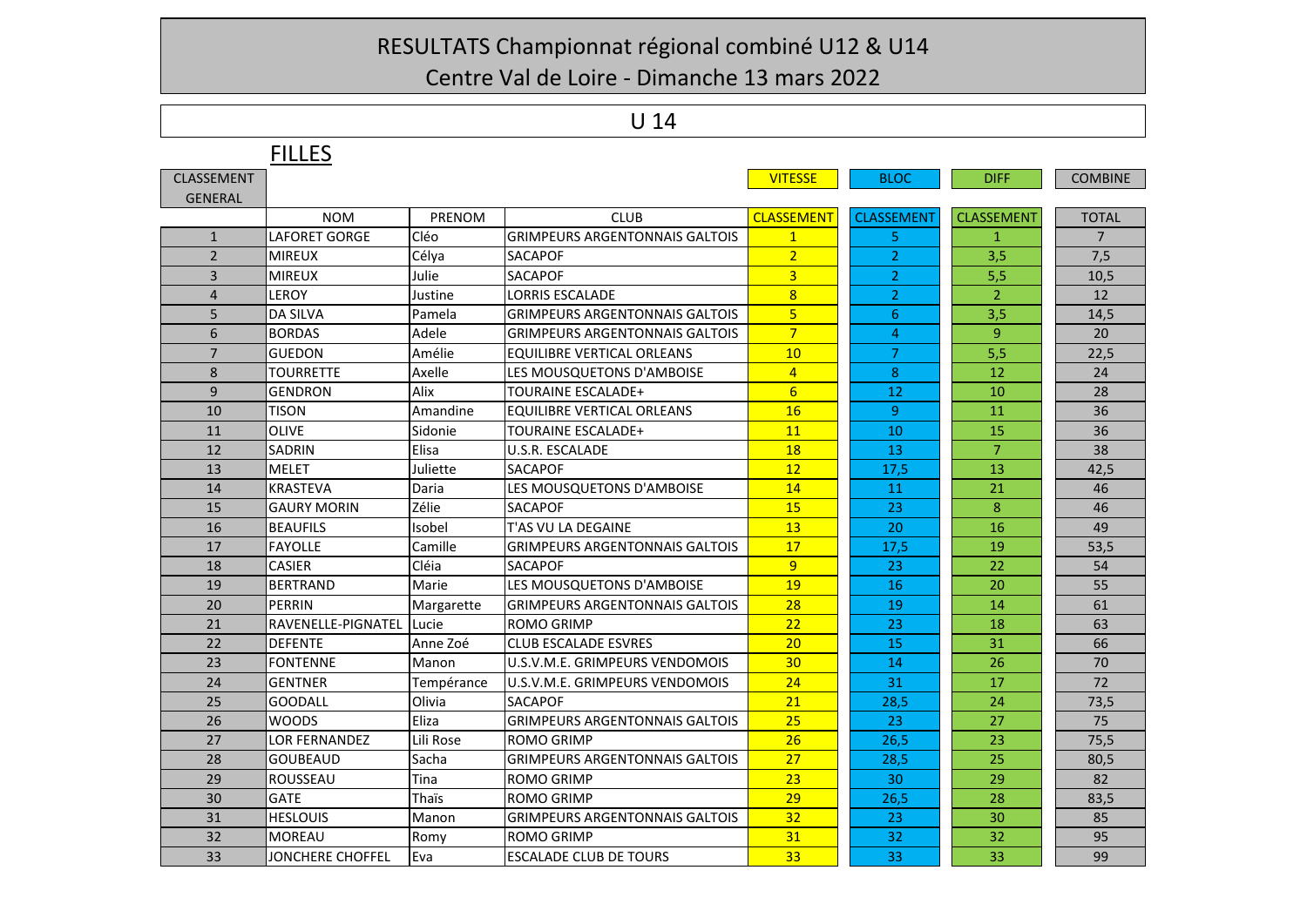# RESULTATS Championnat régional combiné U12 & U14

## Centre Val de Loire - Dimanche 13 mars 2022

## U 14

### FILLES

| CLASSEMENT GENERAL | NOM | PRENOM | CLUB | VITESSE CLASSEMENT | BLOC CLASSEMENT | DIFF CLASSEMENT | COMBINE TOTAL |
|---|---|---|---|---|---|---|---|
| 1 | LAFORET GORGE | Cléo | GRIMPEURS ARGENTONNAIS GALTOIS | 1 | 5 | 1 | 7 |
| 2 | MIREUX | Célya | SACAPOF | 2 | 2 | 3,5 | 7,5 |
| 3 | MIREUX | Julie | SACAPOF | 3 | 2 | 5,5 | 10,5 |
| 4 | LEROY | Justine | LORRIS ESCALADE | 8 | 2 | 2 | 12 |
| 5 | DA SILVA | Pamela | GRIMPEURS ARGENTONNAIS GALTOIS | 5 | 6 | 3,5 | 14,5 |
| 6 | BORDAS | Adele | GRIMPEURS ARGENTONNAIS GALTOIS | 7 | 4 | 9 | 20 |
| 7 | GUEDON | Amélie | EQUILIBRE VERTICAL ORLEANS | 10 | 7 | 5,5 | 22,5 |
| 8 | TOURRETTE | Axelle | LES MOUSQUETONS D'AMBOISE | 4 | 8 | 12 | 24 |
| 9 | GENDRON | Alix | TOURAINE ESCALADE+ | 6 | 12 | 10 | 28 |
| 10 | TISON | Amandine | EQUILIBRE VERTICAL ORLEANS | 16 | 9 | 11 | 36 |
| 11 | OLIVE | Sidonie | TOURAINE ESCALADE+ | 11 | 10 | 15 | 36 |
| 12 | SADRIN | Elisa | U.S.R. ESCALADE | 18 | 13 | 7 | 38 |
| 13 | MELET | Juliette | SACAPOF | 12 | 17,5 | 13 | 42,5 |
| 14 | KRASTEVA | Daria | LES MOUSQUETONS D'AMBOISE | 14 | 11 | 21 | 46 |
| 15 | GAURY MORIN | Zélie | SACAPOF | 15 | 23 | 8 | 46 |
| 16 | BEAUFILS | Isobel | T'AS VU LA DEGAINE | 13 | 20 | 16 | 49 |
| 17 | FAYOLLE | Camille | GRIMPEURS ARGENTONNAIS GALTOIS | 17 | 17,5 | 19 | 53,5 |
| 18 | CASIER | Cléia | SACAPOF | 9 | 23 | 22 | 54 |
| 19 | BERTRAND | Marie | LES MOUSQUETONS D'AMBOISE | 19 | 16 | 20 | 55 |
| 20 | PERRIN | Margarette | GRIMPEURS ARGENTONNAIS GALTOIS | 28 | 19 | 14 | 61 |
| 21 | RAVENELLE-PIGNATEL | Lucie | ROMO GRIMP | 22 | 23 | 18 | 63 |
| 22 | DEFENTE | Anne Zoé | CLUB ESCALADE ESVRES | 20 | 15 | 31 | 66 |
| 23 | FONTENNE | Manon | U.S.V.M.E. GRIMPEURS VENDOMOIS | 30 | 14 | 26 | 70 |
| 24 | GENTNER | Tempérance | U.S.V.M.E. GRIMPEURS VENDOMOIS | 24 | 31 | 17 | 72 |
| 25 | GOODALL | Olivia | SACAPOF | 21 | 28,5 | 24 | 73,5 |
| 26 | WOODS | Eliza | GRIMPEURS ARGENTONNAIS GALTOIS | 25 | 23 | 27 | 75 |
| 27 | LOR FERNANDEZ | Lili Rose | ROMO GRIMP | 26 | 26,5 | 23 | 75,5 |
| 28 | GOUBEAUD | Sacha | GRIMPEURS ARGENTONNAIS GALTOIS | 27 | 28,5 | 25 | 80,5 |
| 29 | ROUSSEAU | Tina | ROMO GRIMP | 23 | 30 | 29 | 82 |
| 30 | GATE | Thaïs | ROMO GRIMP | 29 | 26,5 | 28 | 83,5 |
| 31 | HESLOUIS | Manon | GRIMPEURS ARGENTONNAIS GALTOIS | 32 | 23 | 30 | 85 |
| 32 | MOREAU | Romy | ROMO GRIMP | 31 | 32 | 32 | 95 |
| 33 | JONCHERE CHOFFEL | Eva | ESCALADE CLUB DE TOURS | 33 | 33 | 33 | 99 |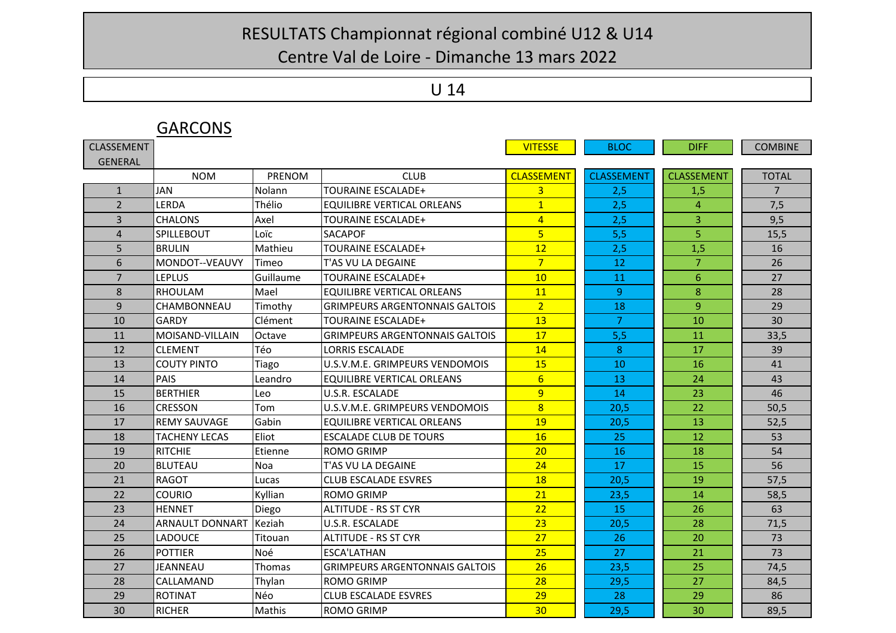# RESULTATS Championnat régional combiné U12 & U14

## Centre Val de Loire - Dimanche 13 mars 2022

## U 14

### GARCONS

| CLASSEMENT GENERAL | NOM | PRENOM | CLUB | VITESSE CLASSEMENT | BLOC CLASSEMENT | DIFF CLASSEMENT | COMBINE TOTAL |
|---|---|---|---|---|---|---|---|
| 1 | JAN | Nolann | TOURAINE ESCALADE+ | 3 | 2,5 | 1,5 | 7 |
| 2 | LERDA | Thélio | EQUILIBRE VERTICAL ORLEANS | 1 | 2,5 | 4 | 7,5 |
| 3 | CHALONS | Axel | TOURAINE ESCALADE+ | 4 | 2,5 | 3 | 9,5 |
| 4 | SPILLEBOUT | Loïc | SACAPOF | 5 | 5,5 | 5 | 15,5 |
| 5 | BRULIN | Mathieu | TOURAINE ESCALADE+ | 12 | 2,5 | 1,5 | 16 |
| 6 | MONDOT--VEAUVY | Timeo | T'AS VU LA DEGAINE | 7 | 12 | 7 | 26 |
| 7 | LEPLUS | Guillaume | TOURAINE ESCALADE+ | 10 | 11 | 6 | 27 |
| 8 | RHOULAM | Mael | EQUILIBRE VERTICAL ORLEANS | 11 | 9 | 8 | 28 |
| 9 | CHAMBONNEAU | Timothy | GRIMPEURS ARGENTONNAIS GALTOIS | 2 | 18 | 9 | 29 |
| 10 | GARDY | Clément | TOURAINE ESCALADE+ | 13 | 7 | 10 | 30 |
| 11 | MOISAND-VILLAIN | Octave | GRIMPEURS ARGENTONNAIS GALTOIS | 17 | 5,5 | 11 | 33,5 |
| 12 | CLEMENT | Téo | LORRIS ESCALADE | 14 | 8 | 17 | 39 |
| 13 | COUTY PINTO | Tiago | U.S.V.M.E. GRIMPEURS VENDOMOIS | 15 | 10 | 16 | 41 |
| 14 | PAIS | Leandro | EQUILIBRE VERTICAL ORLEANS | 6 | 13 | 24 | 43 |
| 15 | BERTHIER | Leo | U.S.R. ESCALADE | 9 | 14 | 23 | 46 |
| 16 | CRESSON | Tom | U.S.V.M.E. GRIMPEURS VENDOMOIS | 8 | 20,5 | 22 | 50,5 |
| 17 | REMY SAUVAGE | Gabin | EQUILIBRE VERTICAL ORLEANS | 19 | 20,5 | 13 | 52,5 |
| 18 | TACHENY LECAS | Eliot | ESCALADE CLUB DE TOURS | 16 | 25 | 12 | 53 |
| 19 | RITCHIE | Etienne | ROMO GRIMP | 20 | 16 | 18 | 54 |
| 20 | BLUTEAU | Noa | T'AS VU LA DEGAINE | 24 | 17 | 15 | 56 |
| 21 | RAGOT | Lucas | CLUB ESCALADE ESVRES | 18 | 20,5 | 19 | 57,5 |
| 22 | COURIO | Kyllian | ROMO GRIMP | 21 | 23,5 | 14 | 58,5 |
| 23 | HENNET | Diego | ALTITUDE - RS ST CYR | 22 | 15 | 26 | 63 |
| 24 | ARNAULT DONNART | Keziah | U.S.R. ESCALADE | 23 | 20,5 | 28 | 71,5 |
| 25 | LADOUCE | Titouan | ALTITUDE - RS ST CYR | 27 | 26 | 20 | 73 |
| 26 | POTTIER | Noé | ESCA'LATHAN | 25 | 27 | 21 | 73 |
| 27 | JEANNEAU | Thomas | GRIMPEURS ARGENTONNAIS GALTOIS | 26 | 23,5 | 25 | 74,5 |
| 28 | CALLAMAND | Thylan | ROMO GRIMP | 28 | 29,5 | 27 | 84,5 |
| 29 | ROTINAT | Néo | CLUB ESCALADE ESVRES | 29 | 28 | 29 | 86 |
| 30 | RICHER | Mathis | ROMO GRIMP | 30 | 29,5 | 30 | 89,5 |